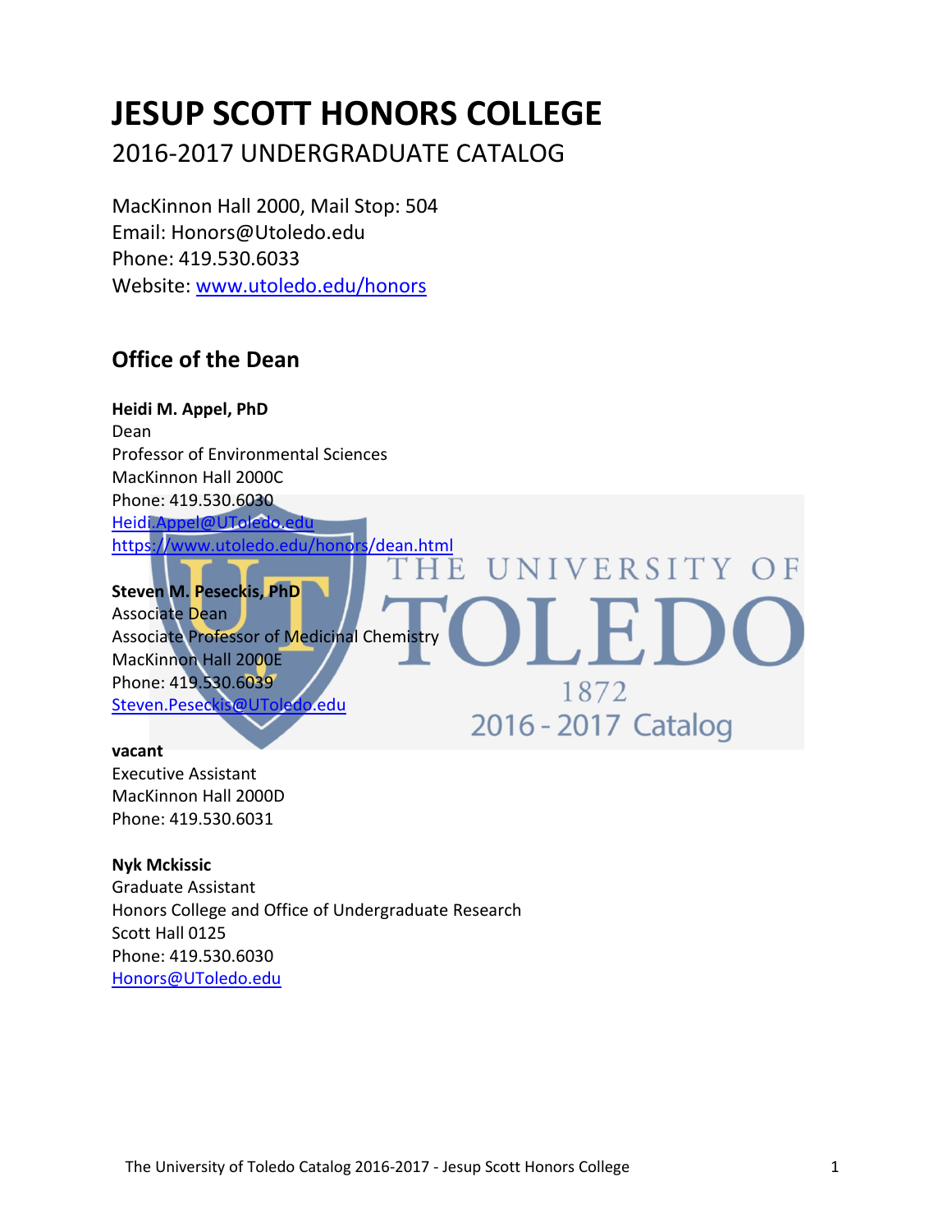# JESUP SCOTT HONORS COLLEGE

2016-2017 UNDERGRADUATE CATALOG

MacKinnon Hall 2000, Mail Stop: 504
Email: Honors@Utoledo.edu
Phone: 419.530.6033
Website: www.utoledo.edu/honors

## Office of the Dean

**Heidi M. Appel, PhD**
Dean
Professor of Environmental Sciences
MacKinnon Hall 2000C
Phone: 419.530.6030
Heidi.Appel@UToledo.edu
https://www.utoledo.edu/honors/dean.html

**Steven M. Peseckis, PhD**
Associate Dean
Associate Professor of Medicinal Chemistry
MacKinnon Hall 2000E
Phone: 419.530.6039
Steven.Peseckis@UToledo.edu

**vacant**
Executive Assistant
MacKinnon Hall 2000D
Phone: 419.530.6031

**Nyk Mckissic**
Graduate Assistant
Honors College and Office of Undergraduate Research
Scott Hall 0125
Phone: 419.530.6030
Honors@UToledo.edu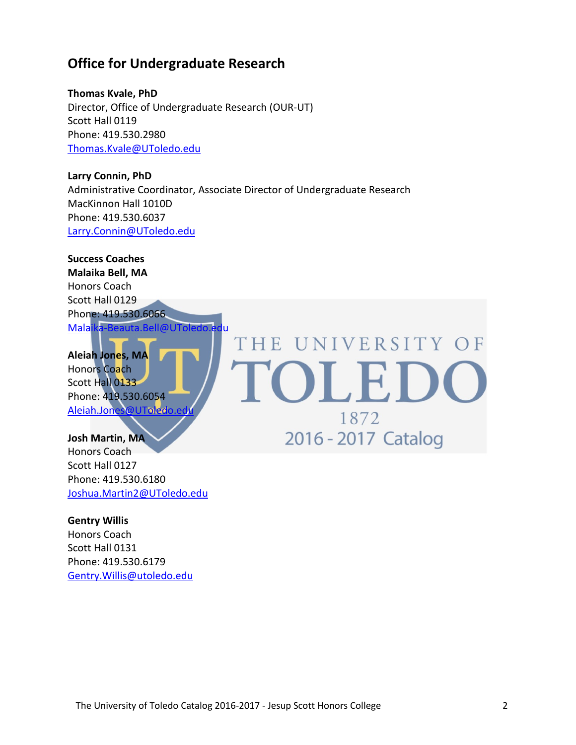## Office for Undergraduate Research

**Thomas Kvale, PhD**
Director, Office of Undergraduate Research (OUR-UT)
Scott Hall 0119
Phone: 419.530.2980
Thomas.Kvale@UToledo.edu

**Larry Connin, PhD**
Administrative Coordinator, Associate Director of Undergraduate Research
MacKinnon Hall 1010D
Phone: 419.530.6037
Larry.Connin@UToledo.edu

**Success Coaches**

**Malaika Bell, MA**
Honors Coach
Scott Hall 0129
Phone: 419.530.6066
Malaika-Beauta.Bell@UToledo.edu

**Aleiah Jones, MA**
Honors Coach
Scott Hall 0133
Phone: 419.530.6054
Aleiah.Jones@UToledo.edu

**Josh Martin, MA**
Honors Coach
Scott Hall 0127
Phone: 419.530.6180
Joshua.Martin2@UToledo.edu

**Gentry Willis**
Honors Coach
Scott Hall 0131
Phone: 419.530.6179
Gentry.Willis@utoledo.edu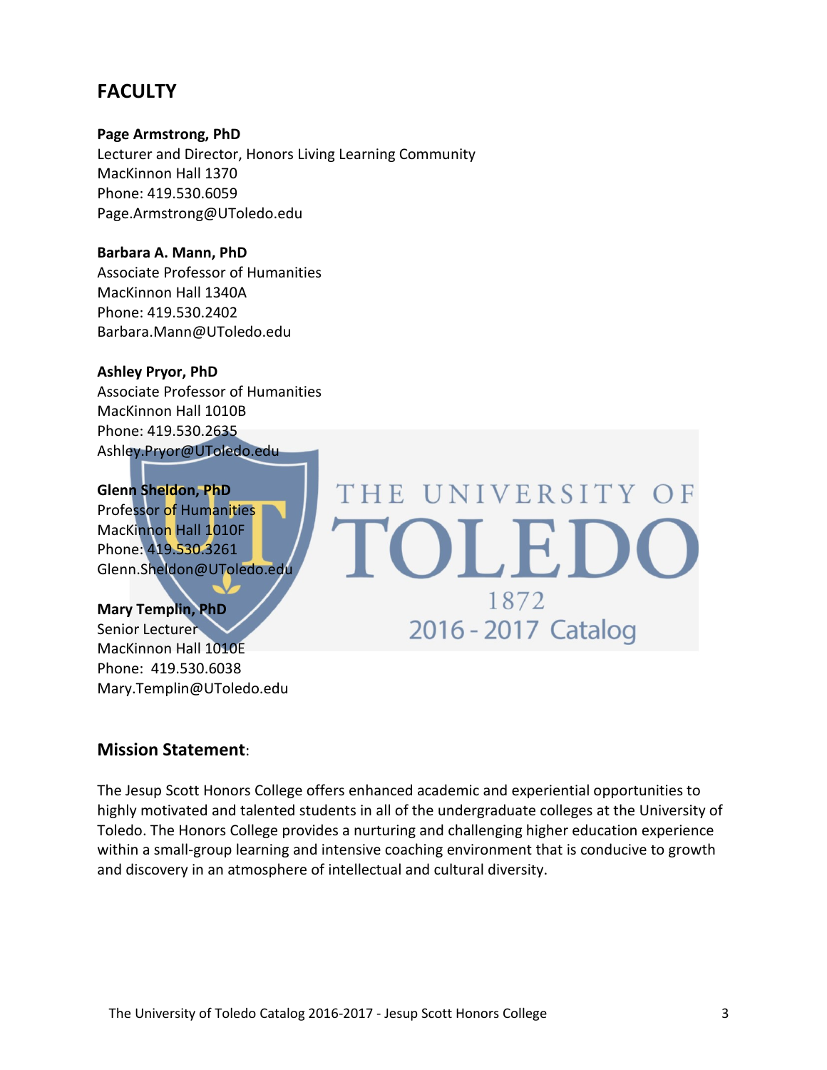## FACULTY

**Page Armstrong, PhD**
Lecturer and Director, Honors Living Learning Community
MacKinnon Hall 1370
Phone: 419.530.6059
Page.Armstrong@UToledo.edu

**Barbara A. Mann, PhD**
Associate Professor of Humanities
MacKinnon Hall 1340A
Phone: 419.530.2402
Barbara.Mann@UToledo.edu

**Ashley Pryor, PhD**
Associate Professor of Humanities
MacKinnon Hall 1010B
Phone: 419.530.2635
Ashley.Pryor@UToledo.edu

**Glenn Sheldon, PhD**
Professor of Humanities
MacKinnon Hall 1010F
Phone: 419.530.3261
Glenn.Sheldon@UToledo.edu

**Mary Templin, PhD**
Senior Lecturer
MacKinnon Hall 1010E
Phone: 419.530.6038
Mary.Templin@UToledo.edu

### **Mission Statement**:

The Jesup Scott Honors College offers enhanced academic and experiential opportunities to highly motivated and talented students in all of the undergraduate colleges at the University of Toledo. The Honors College provides a nurturing and challenging higher education experience within a small-group learning and intensive coaching environment that is conducive to growth and discovery in an atmosphere of intellectual and cultural diversity.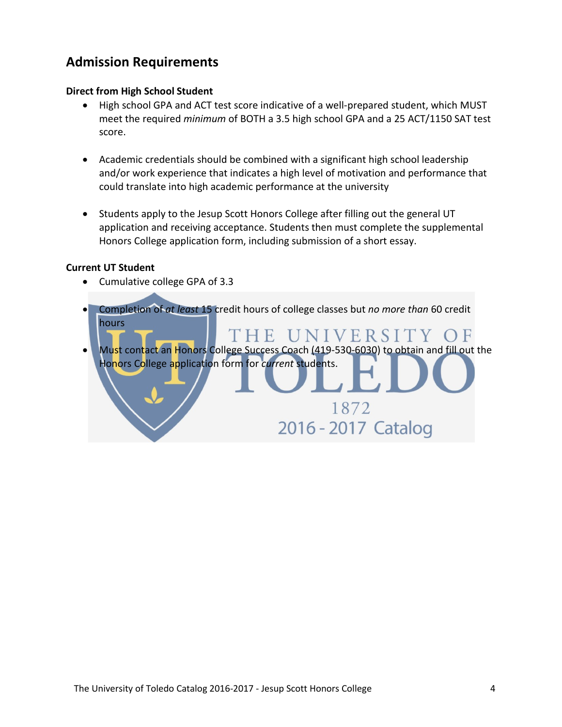## Admission Requirements

### Direct from High School Student

- High school GPA and ACT test score indicative of a well-prepared student, which MUST meet the required *minimum* of BOTH a 3.5 high school GPA and a 25 ACT/1150 SAT test score.

- Academic credentials should be combined with a significant high school leadership and/or work experience that indicates a high level of motivation and performance that could translate into high academic performance at the university

- Students apply to the Jesup Scott Honors College after filling out the general UT application and receiving acceptance. Students then must complete the supplemental Honors College application form, including submission of a short essay.

### Current UT Student

- Cumulative college GPA of 3.3

- Completion of *at least* 15 credit hours of college classes but *no more than* 60 credit hours

- Must contact an Honors College Success Coach (419-530-6030) to obtain and fill out the Honors College application form for *current* students.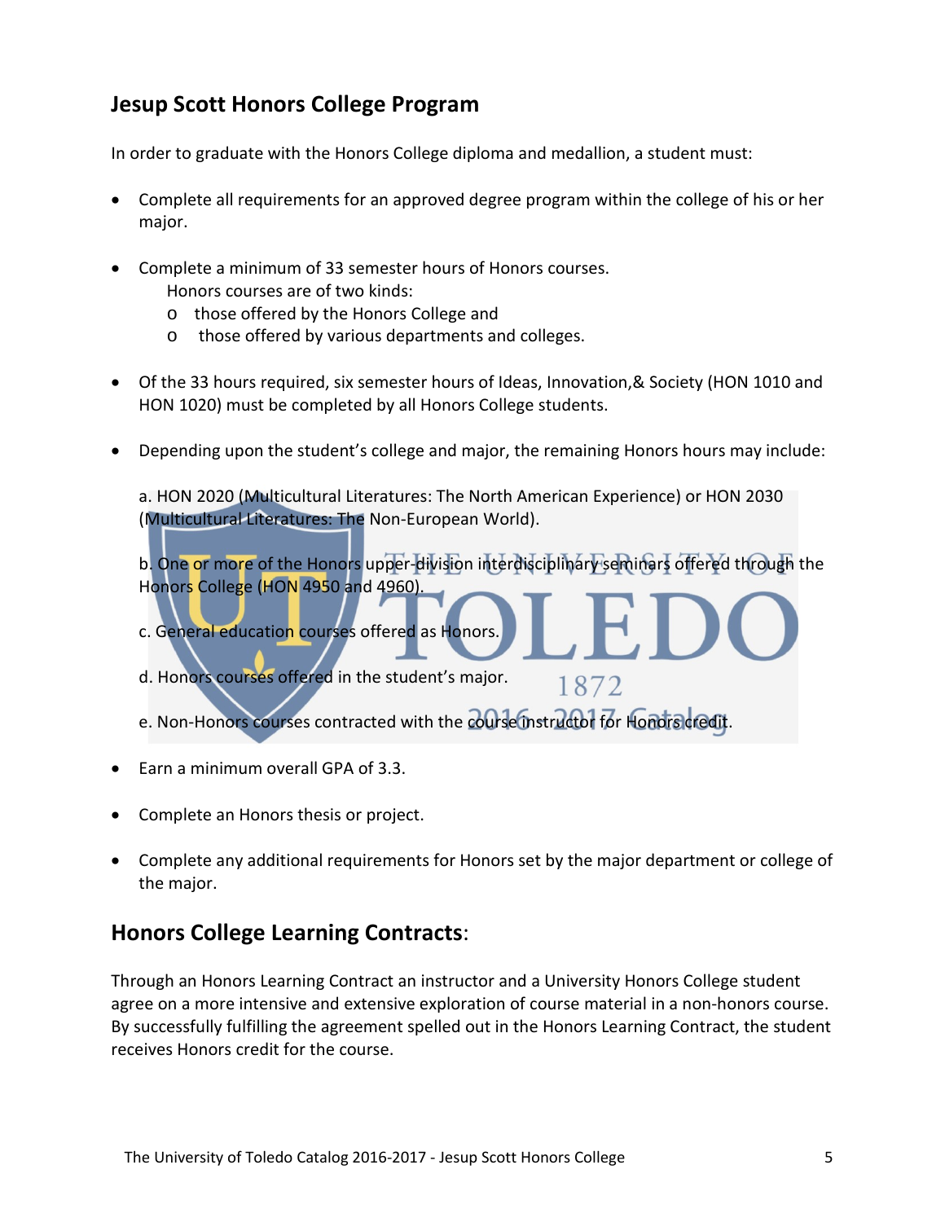## Jesup Scott Honors College Program

In order to graduate with the Honors College diploma and medallion, a student must:

- Complete all requirements for an approved degree program within the college of his or her major.
- Complete a minimum of 33 semester hours of Honors courses.
  Honors courses are of two kinds:
  - those offered by the Honors College and
  - those offered by various departments and colleges.
- Of the 33 hours required, six semester hours of Ideas, Innovation,& Society (HON 1010 and HON 1020) must be completed by all Honors College students.
- Depending upon the student's college and major, the remaining Honors hours may include:

  a. HON 2020 (Multicultural Literatures: The North American Experience) or HON 2030 (Multicultural Literatures: The Non-European World).

  b. One or more of the Honors upper-division interdisciplinary seminars offered through the Honors College (HON 4950 and 4960).

  c. General education courses offered as Honors.

  d. Honors courses offered in the student's major.

  e. Non-Honors courses contracted with the course instructor for Honors credit.

- Earn a minimum overall GPA of 3.3.
- Complete an Honors thesis or project.
- Complete any additional requirements for Honors set by the major department or college of the major.

## Honors College Learning Contracts:

Through an Honors Learning Contract an instructor and a University Honors College student agree on a more intensive and extensive exploration of course material in a non-honors course. By successfully fulfilling the agreement spelled out in the Honors Learning Contract, the student receives Honors credit for the course.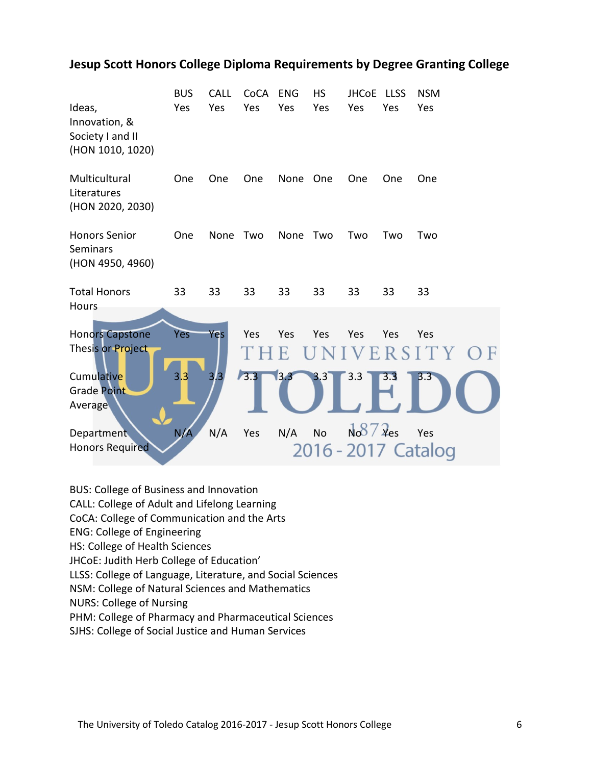### Jesup Scott Honors College Diploma Requirements by Degree Granting College

| | BUS | CALL | CoCA | ENG | HS | JHCoE | LLSS | NSM |
|---|---|---|---|---|---|---|---|---|
| Ideas, Innovation, & Society I and II (HON 1010, 1020) | Yes | Yes | Yes | Yes | Yes | Yes | Yes | Yes |
| Multicultural Literatures (HON 2020, 2030) | One | One | One | None | One | One | One | One |
| Honors Senior Seminars (HON 4950, 4960) | One | None | Two | None | Two | Two | Two | Two |
| Total Honors Hours | 33 | 33 | 33 | 33 | 33 | 33 | 33 | 33 |
| Honors Capstone Thesis or Project | Yes | Yes | Yes | Yes | Yes | Yes | Yes | Yes |
| Cumulative Grade Point Average | 3.3 | 3.3 | 3.3 | 3.3 | 3.3 | 3.3 | 3.3 | 3.3 |
| Department Honors Required | N/A | N/A | Yes | N/A | No | No | Yes | Yes |

BUS: College of Business and Innovation
CALL: College of Adult and Lifelong Learning
CoCA: College of Communication and the Arts
ENG: College of Engineering
HS: College of Health Sciences
JHCoE: Judith Herb College of Education'
LLSS: College of Language, Literature, and Social Sciences
NSM: College of Natural Sciences and Mathematics
NURS: College of Nursing
PHM: College of Pharmacy and Pharmaceutical Sciences
SJHS: College of Social Justice and Human Services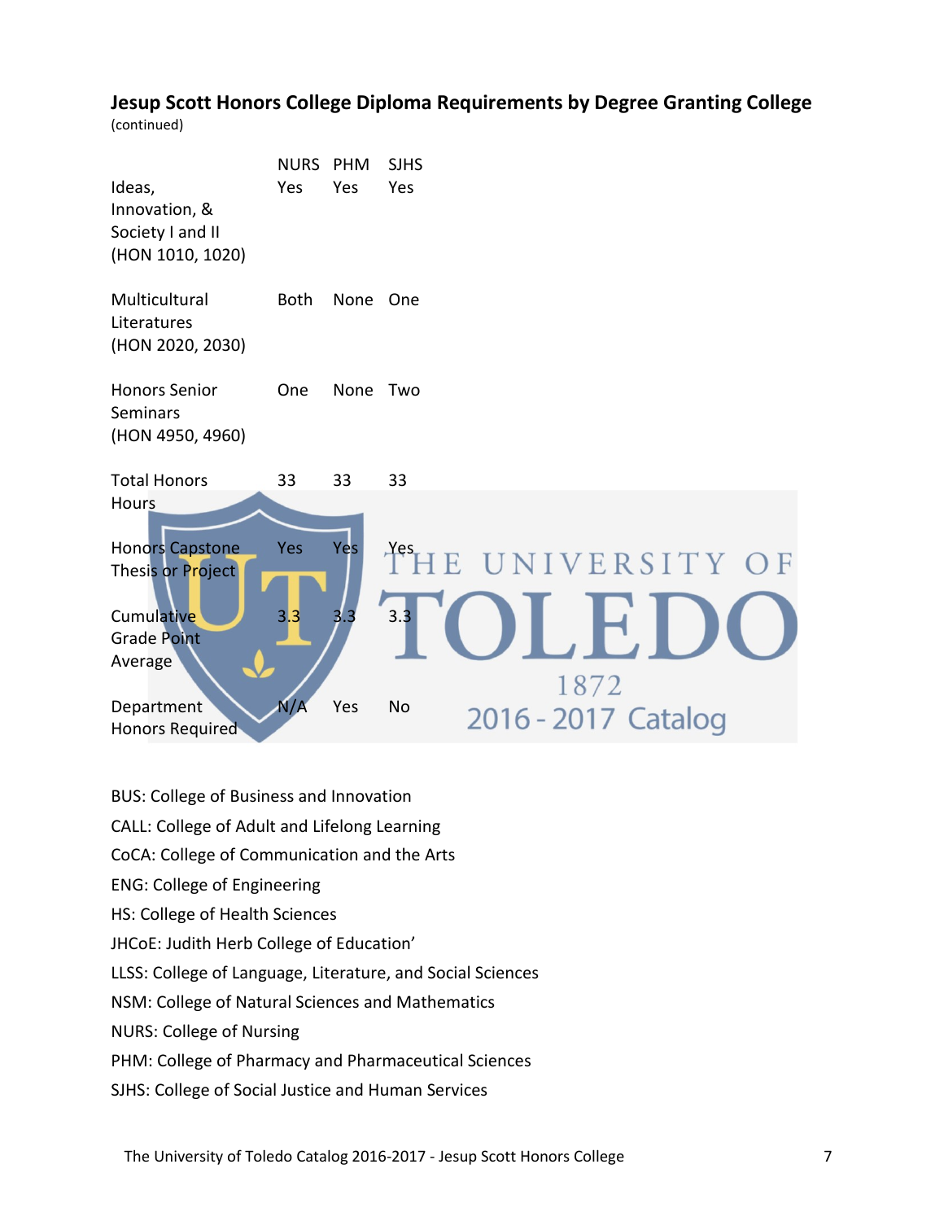**Jesup Scott Honors College Diploma Requirements by Degree Granting College**
(continued)

| | NURS | PHM | SJHS |
|---|---|---|---|
| Ideas, Innovation, & Society I and II (HON 1010, 1020) | Yes | Yes | Yes |
| Multicultural Literatures (HON 2020, 2030) | Both | None | One |
| Honors Senior Seminars (HON 4950, 4960) | One | None | Two |
| Total Honors Hours | 33 | 33 | 33 |
| Honors Capstone Thesis or Project | Yes | Yes | Yes |
| Cumulative Grade Point Average | 3.3 | 3.3 | 3.3 |
| Department Honors Required | N/A | Yes | No |

BUS: College of Business and Innovation

CALL: College of Adult and Lifelong Learning

CoCA: College of Communication and the Arts

ENG: College of Engineering

HS: College of Health Sciences

JHCoE: Judith Herb College of Education'

LLSS: College of Language, Literature, and Social Sciences

NSM: College of Natural Sciences and Mathematics

NURS: College of Nursing

PHM: College of Pharmacy and Pharmaceutical Sciences

SJHS: College of Social Justice and Human Services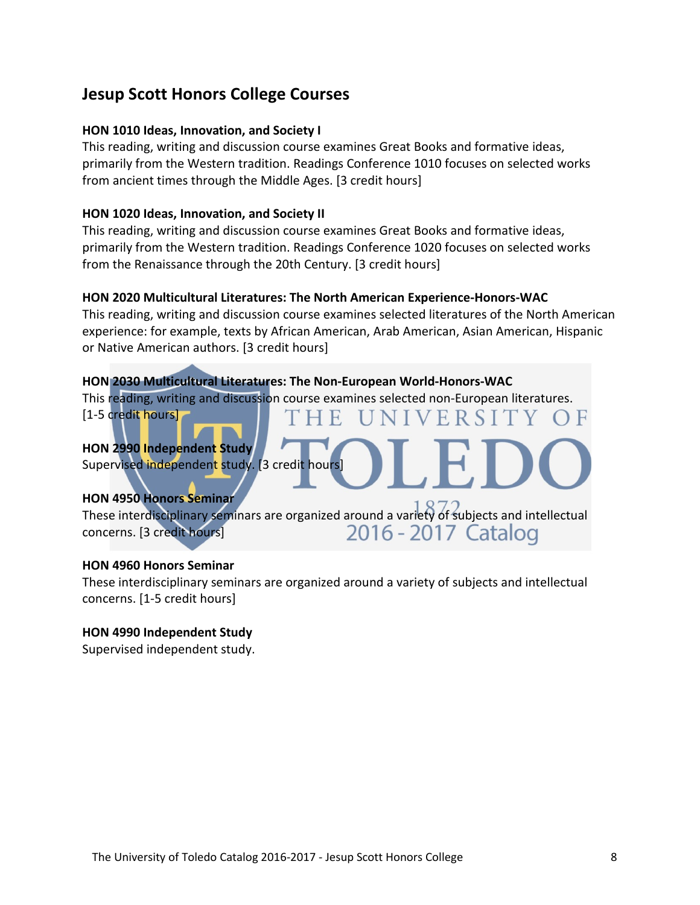## Jesup Scott Honors College Courses

**HON 1010 Ideas, Innovation, and Society I**
This reading, writing and discussion course examines Great Books and formative ideas, primarily from the Western tradition. Readings Conference 1010 focuses on selected works from ancient times through the Middle Ages. [3 credit hours]

**HON 1020 Ideas, Innovation, and Society II**
This reading, writing and discussion course examines Great Books and formative ideas, primarily from the Western tradition. Readings Conference 1020 focuses on selected works from the Renaissance through the 20th Century. [3 credit hours]

**HON 2020 Multicultural Literatures: The North American Experience-Honors-WAC**
This reading, writing and discussion course examines selected literatures of the North American experience: for example, texts by African American, Arab American, Asian American, Hispanic or Native American authors. [3 credit hours]

**HON 2030 Multicultural Literatures: The Non-European World-Honors-WAC**
This reading, writing and discussion course examines selected non-European literatures. [1-5 credit hours]

**HON 2990 Independent Study**
Supervised independent study. [3 credit hours]

**HON 4950 Honors Seminar**
These interdisciplinary seminars are organized around a variety of subjects and intellectual concerns. [3 credit hours]

**HON 4960 Honors Seminar**
These interdisciplinary seminars are organized around a variety of subjects and intellectual concerns. [1-5 credit hours]

**HON 4990 Independent Study**
Supervised independent study.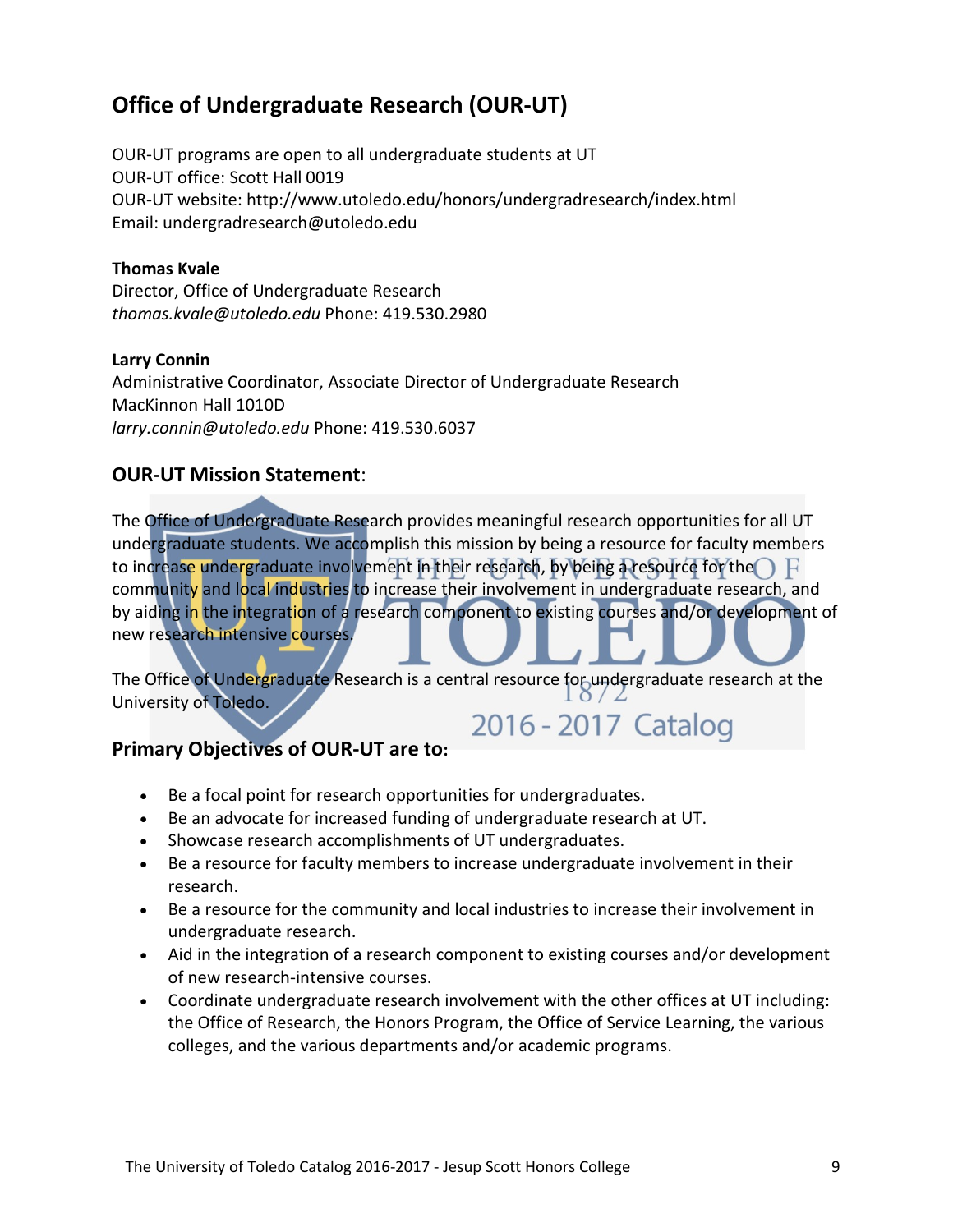## Office of Undergraduate Research (OUR-UT)

OUR-UT programs are open to all undergraduate students at UT
OUR-UT office: Scott Hall 0019
OUR-UT website: http://www.utoledo.edu/honors/undergradresearch/index.html
Email: undergradresearch@utoledo.edu

**Thomas Kvale**
Director, Office of Undergraduate Research
*thomas.kvale@utoledo.edu* Phone: 419.530.2980

**Larry Connin**
Administrative Coordinator, Associate Director of Undergraduate Research
MacKinnon Hall 1010D
*larry.connin@utoledo.edu* Phone: 419.530.6037

### OUR-UT Mission Statement:

The Office of Undergraduate Research provides meaningful research opportunities for all UT undergraduate students. We accomplish this mission by being a resource for faculty members to increase undergraduate involvement in their research, by being a resource for the community and local industries to increase their involvement in undergraduate research, and by aiding in the integration of a research component to existing courses and/or development of new research intensive courses.

The Office of Undergraduate Research is a central resource for undergraduate research at the University of Toledo.

### Primary Objectives of OUR-UT are to:

- Be a focal point for research opportunities for undergraduates.
- Be an advocate for increased funding of undergraduate research at UT.
- Showcase research accomplishments of UT undergraduates.
- Be a resource for faculty members to increase undergraduate involvement in their research.
- Be a resource for the community and local industries to increase their involvement in undergraduate research.
- Aid in the integration of a research component to existing courses and/or development of new research-intensive courses.
- Coordinate undergraduate research involvement with the other offices at UT including: the Office of Research, the Honors Program, the Office of Service Learning, the various colleges, and the various departments and/or academic programs.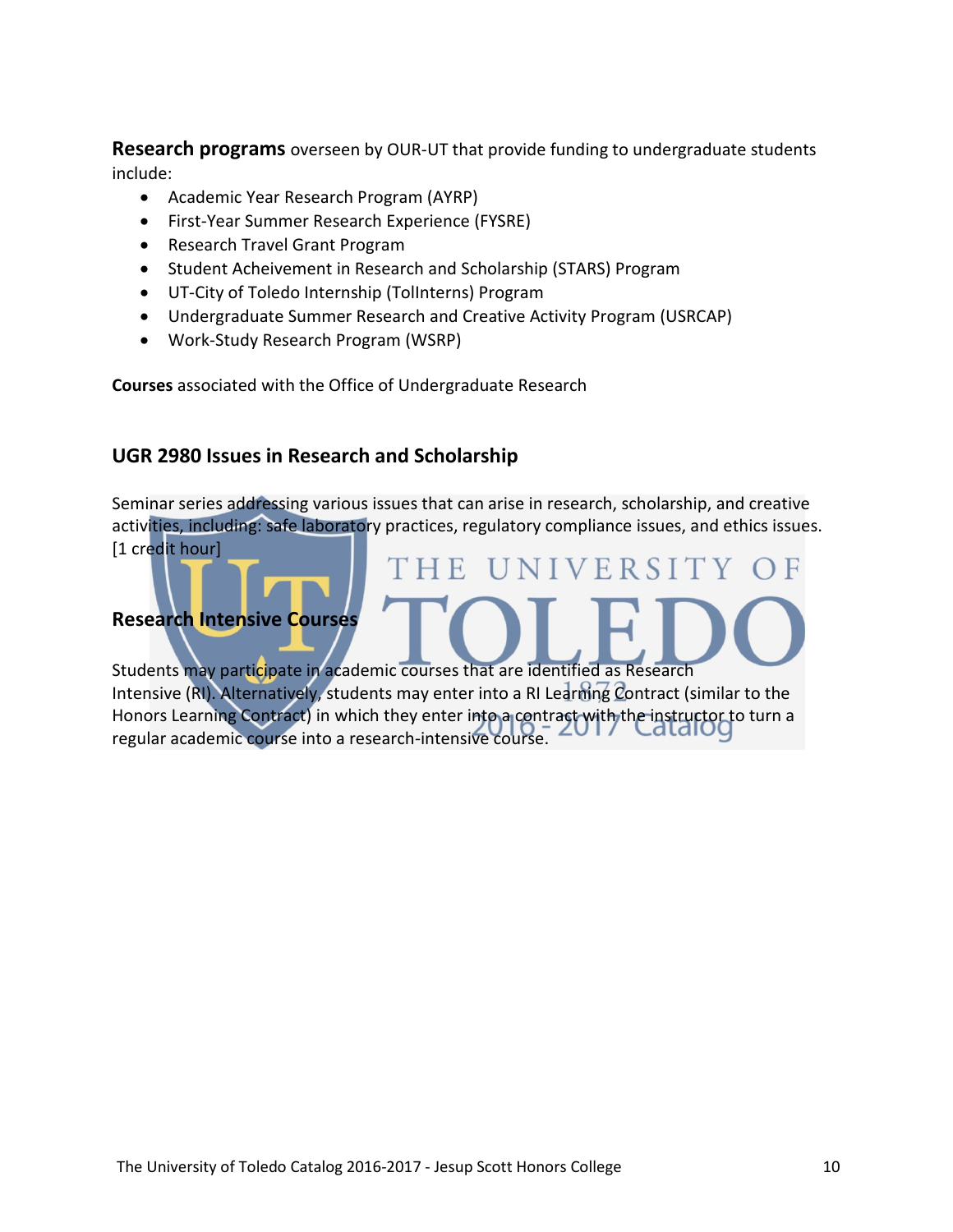**Research programs** overseen by OUR-UT that provide funding to undergraduate students include:

- Academic Year Research Program (AYRP)
- First-Year Summer Research Experience (FYSRE)
- Research Travel Grant Program
- Student Acheivement in Research and Scholarship (STARS) Program
- UT-City of Toledo Internship (TolInterns) Program
- Undergraduate Summer Research and Creative Activity Program (USRCAP)
- Work-Study Research Program (WSRP)

**Courses** associated with the Office of Undergraduate Research

## UGR 2980 Issues in Research and Scholarship

Seminar series addressing various issues that can arise in research, scholarship, and creative activities, including: safe laboratory practices, regulatory compliance issues, and ethics issues. [1 credit hour]

## Research Intensive Courses

Students may participate in academic courses that are identified as Research Intensive (RI). Alternatively, students may enter into a RI Learning Contract (similar to the Honors Learning Contract) in which they enter into a contract with the instructor to turn a regular academic course into a research-intensive course.